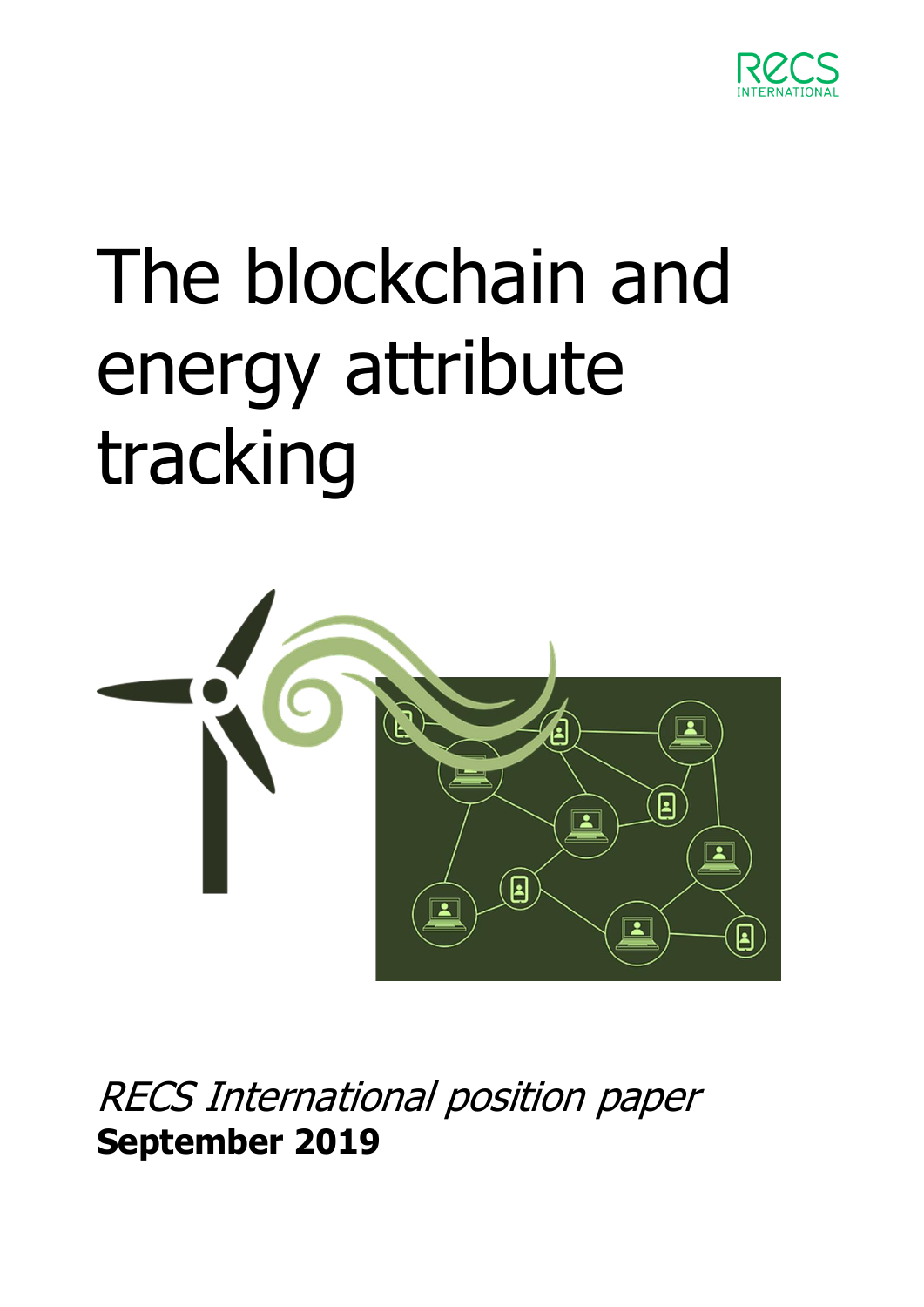RECS INTERNATIONAL

# The blockchain and energy attribute tracking

*RECS International position paper*

**September 2019**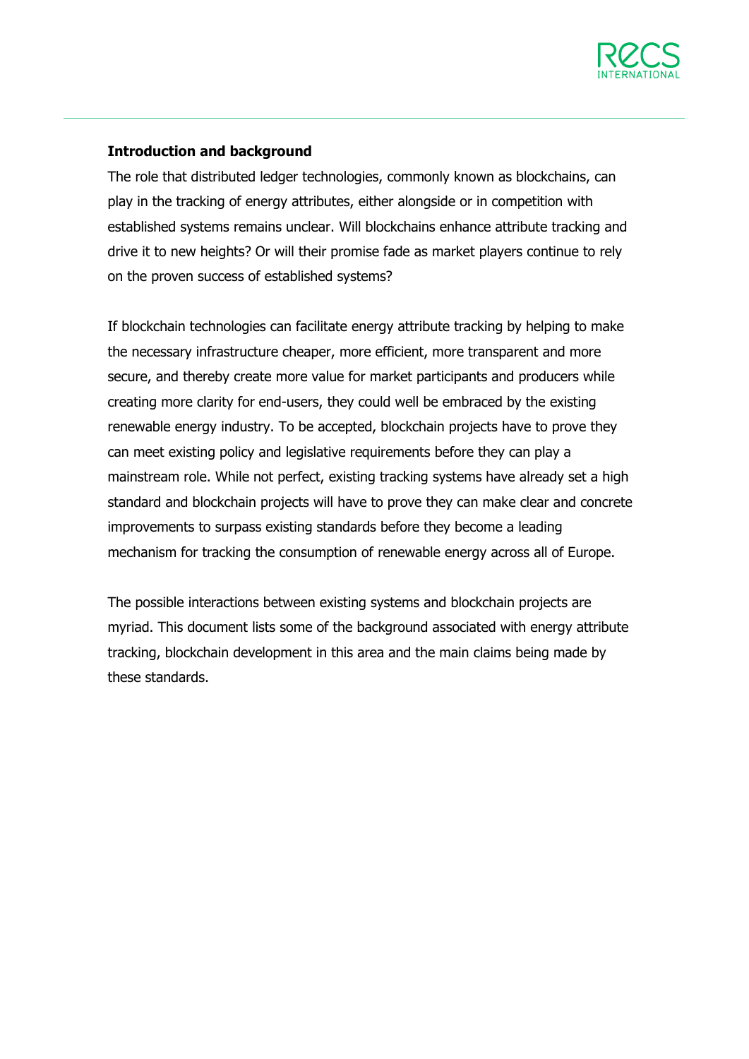**Introduction and background**

The role that distributed ledger technologies, commonly known as blockchains, can play in the tracking of energy attributes, either alongside or in competition with established systems remains unclear. Will blockchains enhance attribute tracking and drive it to new heights? Or will their promise fade as market players continue to rely on the proven success of established systems?

If blockchain technologies can facilitate energy attribute tracking by helping to make the necessary infrastructure cheaper, more efficient, more transparent and more secure, and thereby create more value for market participants and producers while creating more clarity for end-users, they could well be embraced by the existing renewable energy industry. To be accepted, blockchain projects have to prove they can meet existing policy and legislative requirements before they can play a mainstream role. While not perfect, existing tracking systems have already set a high standard and blockchain projects will have to prove they can make clear and concrete improvements to surpass existing standards before they become a leading mechanism for tracking the consumption of renewable energy across all of Europe.

The possible interactions between existing systems and blockchain projects are myriad. This document lists some of the background associated with energy attribute tracking, blockchain development in this area and the main claims being made by these standards.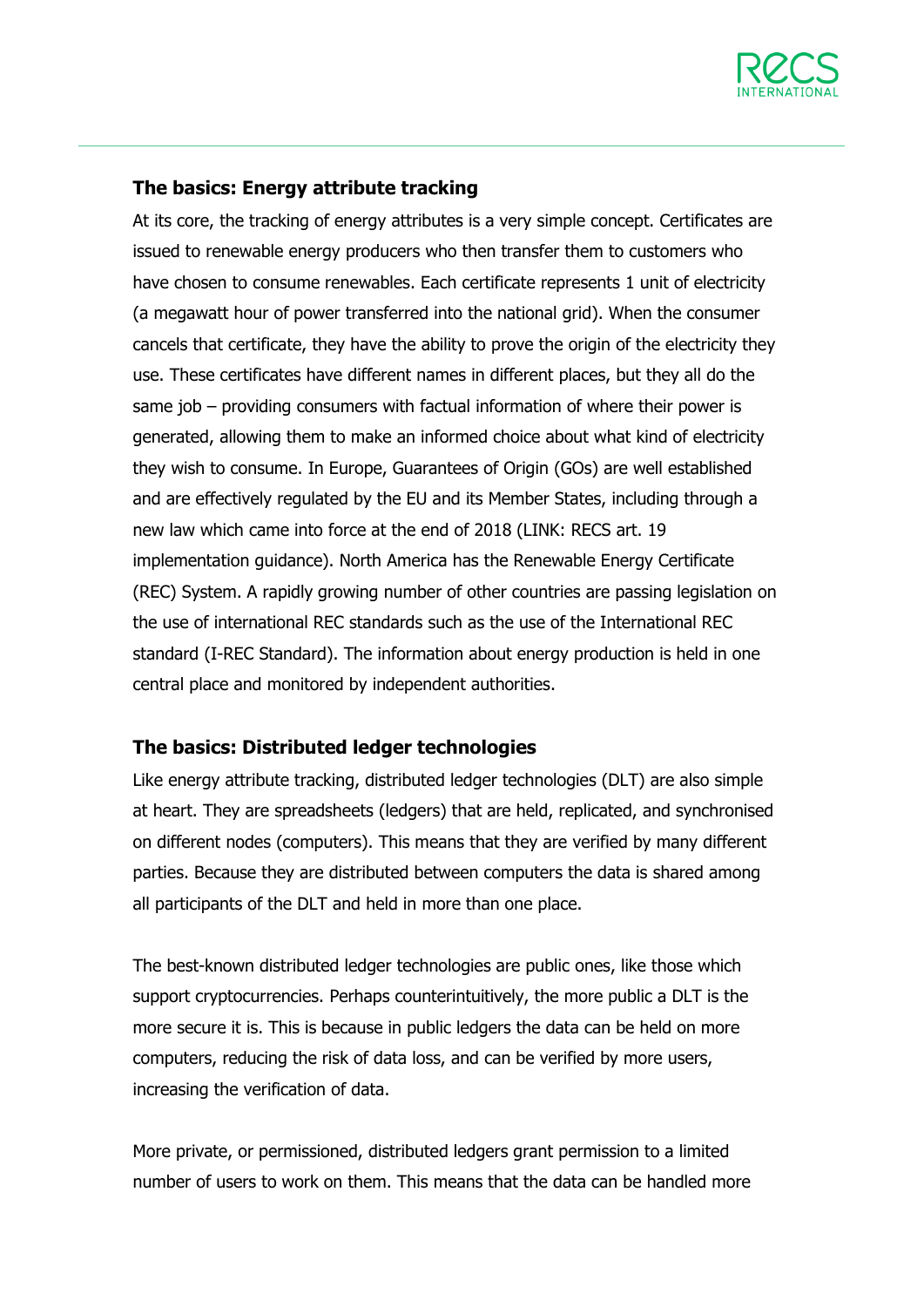## The basics: Energy attribute tracking

At its core, the tracking of energy attributes is a very simple concept. Certificates are issued to renewable energy producers who then transfer them to customers who have chosen to consume renewables. Each certificate represents 1 unit of electricity (a megawatt hour of power transferred into the national grid). When the consumer cancels that certificate, they have the ability to prove the origin of the electricity they use. These certificates have different names in different places, but they all do the same job – providing consumers with factual information of where their power is generated, allowing them to make an informed choice about what kind of electricity they wish to consume. In Europe, Guarantees of Origin (GOs) are well established and are effectively regulated by the EU and its Member States, including through a new law which came into force at the end of 2018 (LINK: RECS art. 19 implementation guidance). North America has the Renewable Energy Certificate (REC) System. A rapidly growing number of other countries are passing legislation on the use of international REC standards such as the use of the International REC standard (I-REC Standard). The information about energy production is held in one central place and monitored by independent authorities.

## The basics: Distributed ledger technologies

Like energy attribute tracking, distributed ledger technologies (DLT) are also simple at heart. They are spreadsheets (ledgers) that are held, replicated, and synchronised on different nodes (computers). This means that they are verified by many different parties. Because they are distributed between computers the data is shared among all participants of the DLT and held in more than one place.

The best-known distributed ledger technologies are public ones, like those which support cryptocurrencies. Perhaps counterintuitively, the more public a DLT is the more secure it is. This is because in public ledgers the data can be held on more computers, reducing the risk of data loss, and can be verified by more users, increasing the verification of data.

More private, or permissioned, distributed ledgers grant permission to a limited number of users to work on them. This means that the data can be handled more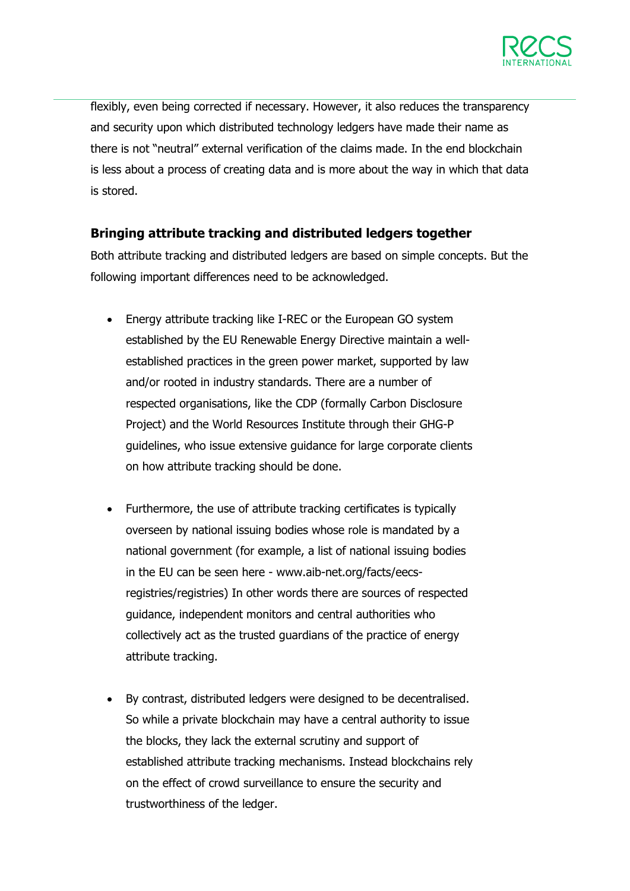flexibly, even being corrected if necessary. However, it also reduces the transparency and security upon which distributed technology ledgers have made their name as there is not "neutral" external verification of the claims made. In the end blockchain is less about a process of creating data and is more about the way in which that data is stored.

### Bringing attribute tracking and distributed ledgers together

Both attribute tracking and distributed ledgers are based on simple concepts. But the following important differences need to be acknowledged.

- Energy attribute tracking like I-REC or the European GO system established by the EU Renewable Energy Directive maintain a well-established practices in the green power market, supported by law and/or rooted in industry standards. There are a number of respected organisations, like the CDP (formally Carbon Disclosure Project) and the World Resources Institute through their GHG-P guidelines, who issue extensive guidance for large corporate clients on how attribute tracking should be done.

- Furthermore, the use of attribute tracking certificates is typically overseen by national issuing bodies whose role is mandated by a national government (for example, a list of national issuing bodies in the EU can be seen here - www.aib-net.org/facts/eecs-registries/registries) In other words there are sources of respected guidance, independent monitors and central authorities who collectively act as the trusted guardians of the practice of energy attribute tracking.

- By contrast, distributed ledgers were designed to be decentralised. So while a private blockchain may have a central authority to issue the blocks, they lack the external scrutiny and support of established attribute tracking mechanisms. Instead blockchains rely on the effect of crowd surveillance to ensure the security and trustworthiness of the ledger.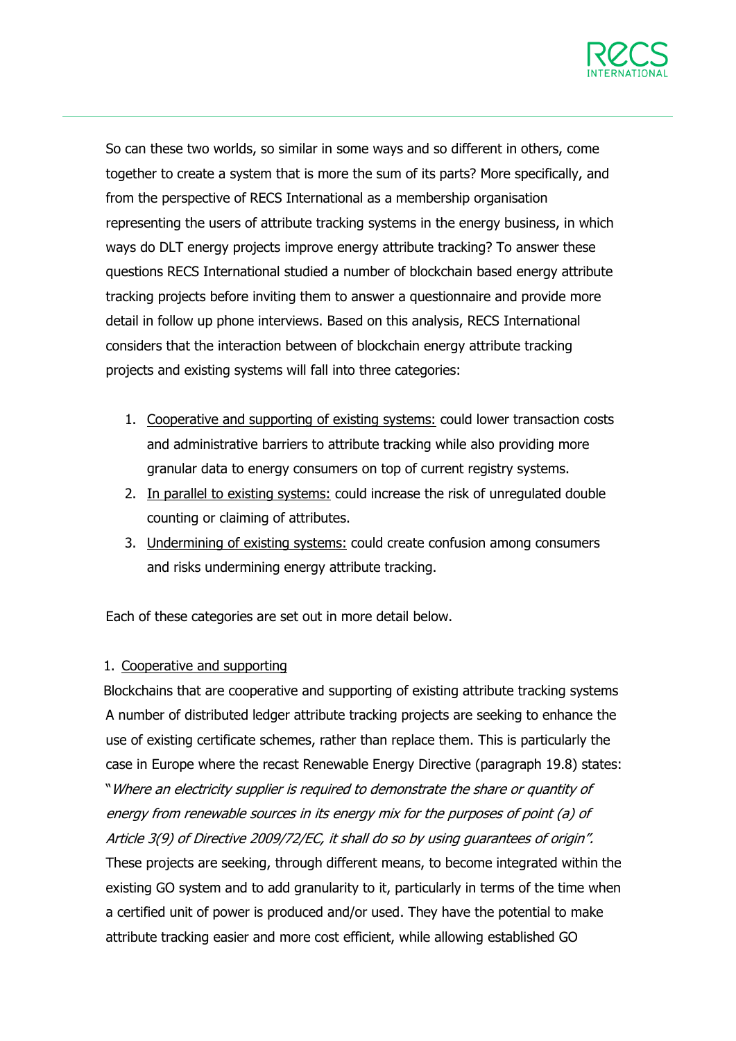So can these two worlds, so similar in some ways and so different in others, come together to create a system that is more the sum of its parts? More specifically, and from the perspective of RECS International as a membership organisation representing the users of attribute tracking systems in the energy business, in which ways do DLT energy projects improve energy attribute tracking? To answer these questions RECS International studied a number of blockchain based energy attribute tracking projects before inviting them to answer a questionnaire and provide more detail in follow up phone interviews. Based on this analysis, RECS International considers that the interaction between of blockchain energy attribute tracking projects and existing systems will fall into three categories:

1. <u>Cooperative and supporting of existing systems:</u> could lower transaction costs and administrative barriers to attribute tracking while also providing more granular data to energy consumers on top of current registry systems.
2. <u>In parallel to existing systems:</u> could increase the risk of unregulated double counting or claiming of attributes.
3. <u>Undermining of existing systems:</u> could create confusion among consumers and risks undermining energy attribute tracking.

Each of these categories are set out in more detail below.

1. <u>Cooperative and supporting</u>

Blockchains that are cooperative and supporting of existing attribute tracking systems
A number of distributed ledger attribute tracking projects are seeking to enhance the use of existing certificate schemes, rather than replace them. This is particularly the case in Europe where the recast Renewable Energy Directive (paragraph 19.8) states: "*Where an electricity supplier is required to demonstrate the share or quantity of energy from renewable sources in its energy mix for the purposes of point (a) of Article 3(9) of Directive 2009/72/EC, it shall do so by using guarantees of origin".*
These projects are seeking, through different means, to become integrated within the existing GO system and to add granularity to it, particularly in terms of the time when a certified unit of power is produced and/or used. They have the potential to make attribute tracking easier and more cost efficient, while allowing established GO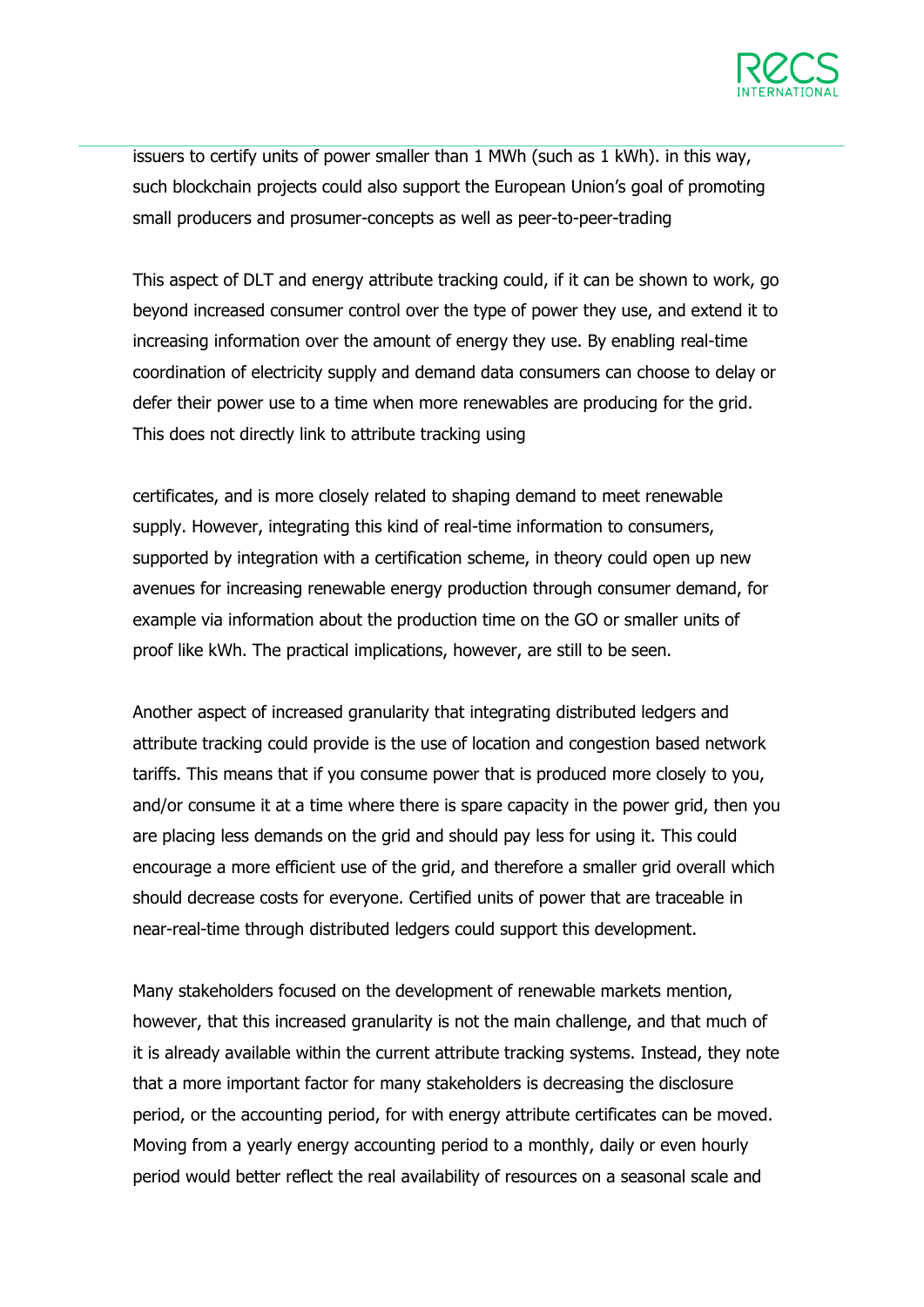issuers to certify units of power smaller than 1 MWh (such as 1 kWh). in this way, such blockchain projects could also support the European Union's goal of promoting small producers and prosumer-concepts as well as peer-to-peer-trading

This aspect of DLT and energy attribute tracking could, if it can be shown to work, go beyond increased consumer control over the type of power they use, and extend it to increasing information over the amount of energy they use. By enabling real-time coordination of electricity supply and demand data consumers can choose to delay or defer their power use to a time when more renewables are producing for the grid. This does not directly link to attribute tracking using

certificates, and is more closely related to shaping demand to meet renewable supply. However, integrating this kind of real-time information to consumers, supported by integration with a certification scheme, in theory could open up new avenues for increasing renewable energy production through consumer demand, for example via information about the production time on the GO or smaller units of proof like kWh. The practical implications, however, are still to be seen.

Another aspect of increased granularity that integrating distributed ledgers and attribute tracking could provide is the use of location and congestion based network tariffs. This means that if you consume power that is produced more closely to you, and/or consume it at a time where there is spare capacity in the power grid, then you are placing less demands on the grid and should pay less for using it. This could encourage a more efficient use of the grid, and therefore a smaller grid overall which should decrease costs for everyone. Certified units of power that are traceable in near-real-time through distributed ledgers could support this development.

Many stakeholders focused on the development of renewable markets mention, however, that this increased granularity is not the main challenge, and that much of it is already available within the current attribute tracking systems. Instead, they note that a more important factor for many stakeholders is decreasing the disclosure period, or the accounting period, for with energy attribute certificates can be moved. Moving from a yearly energy accounting period to a monthly, daily or even hourly period would better reflect the real availability of resources on a seasonal scale and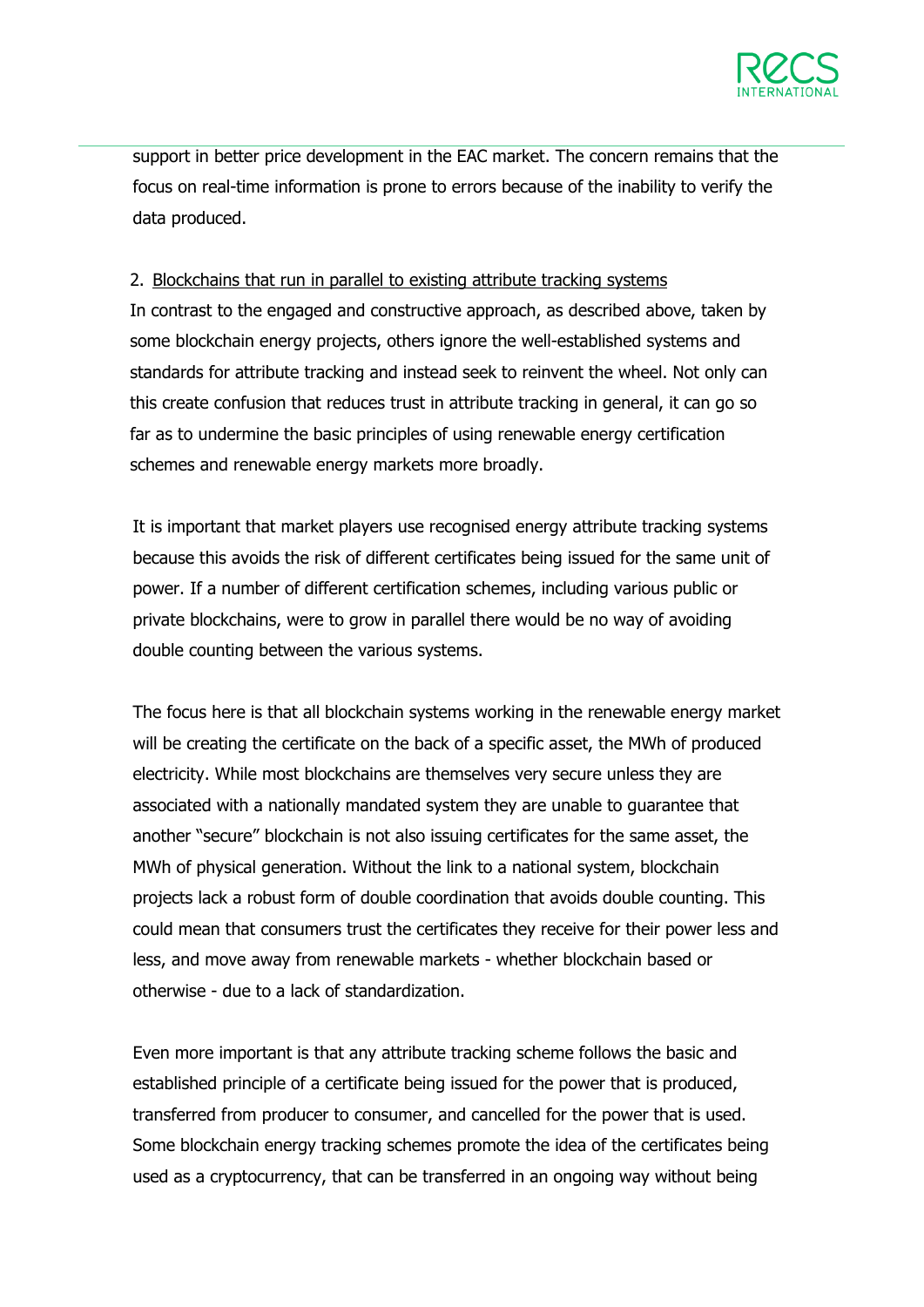support in better price development in the EAC market. The concern remains that the focus on real-time information is prone to errors because of the inability to verify the data produced.

2. Blockchains that run in parallel to existing attribute tracking systems

In contrast to the engaged and constructive approach, as described above, taken by some blockchain energy projects, others ignore the well-established systems and standards for attribute tracking and instead seek to reinvent the wheel. Not only can this create confusion that reduces trust in attribute tracking in general, it can go so far as to undermine the basic principles of using renewable energy certification schemes and renewable energy markets more broadly.

It is important that market players use recognised energy attribute tracking systems because this avoids the risk of different certificates being issued for the same unit of power. If a number of different certification schemes, including various public or private blockchains, were to grow in parallel there would be no way of avoiding double counting between the various systems.

The focus here is that all blockchain systems working in the renewable energy market will be creating the certificate on the back of a specific asset, the MWh of produced electricity. While most blockchains are themselves very secure unless they are associated with a nationally mandated system they are unable to guarantee that another "secure" blockchain is not also issuing certificates for the same asset, the MWh of physical generation. Without the link to a national system, blockchain projects lack a robust form of double coordination that avoids double counting. This could mean that consumers trust the certificates they receive for their power less and less, and move away from renewable markets - whether blockchain based or otherwise - due to a lack of standardization.

Even more important is that any attribute tracking scheme follows the basic and established principle of a certificate being issued for the power that is produced, transferred from producer to consumer, and cancelled for the power that is used. Some blockchain energy tracking schemes promote the idea of the certificates being used as a cryptocurrency, that can be transferred in an ongoing way without being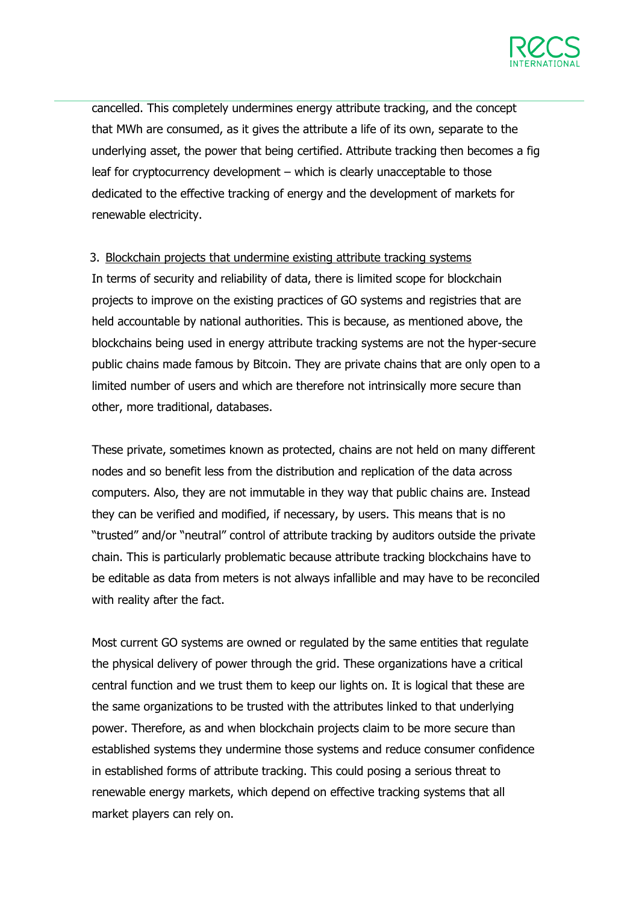cancelled. This completely undermines energy attribute tracking, and the concept that MWh are consumed, as it gives the attribute a life of its own, separate to the underlying asset, the power that being certified. Attribute tracking then becomes a fig leaf for cryptocurrency development – which is clearly unacceptable to those dedicated to the effective tracking of energy and the development of markets for renewable electricity.

3. <u>Blockchain projects that undermine existing attribute tracking systems</u>

In terms of security and reliability of data, there is limited scope for blockchain projects to improve on the existing practices of GO systems and registries that are held accountable by national authorities. This is because, as mentioned above, the blockchains being used in energy attribute tracking systems are not the hyper-secure public chains made famous by Bitcoin. They are private chains that are only open to a limited number of users and which are therefore not intrinsically more secure than other, more traditional, databases.

These private, sometimes known as protected, chains are not held on many different nodes and so benefit less from the distribution and replication of the data across computers. Also, they are not immutable in they way that public chains are. Instead they can be verified and modified, if necessary, by users. This means that is no "trusted" and/or "neutral" control of attribute tracking by auditors outside the private chain. This is particularly problematic because attribute tracking blockchains have to be editable as data from meters is not always infallible and may have to be reconciled with reality after the fact.

Most current GO systems are owned or regulated by the same entities that regulate the physical delivery of power through the grid. These organizations have a critical central function and we trust them to keep our lights on. It is logical that these are the same organizations to be trusted with the attributes linked to that underlying power. Therefore, as and when blockchain projects claim to be more secure than established systems they undermine those systems and reduce consumer confidence in established forms of attribute tracking. This could posing a serious threat to renewable energy markets, which depend on effective tracking systems that all market players can rely on.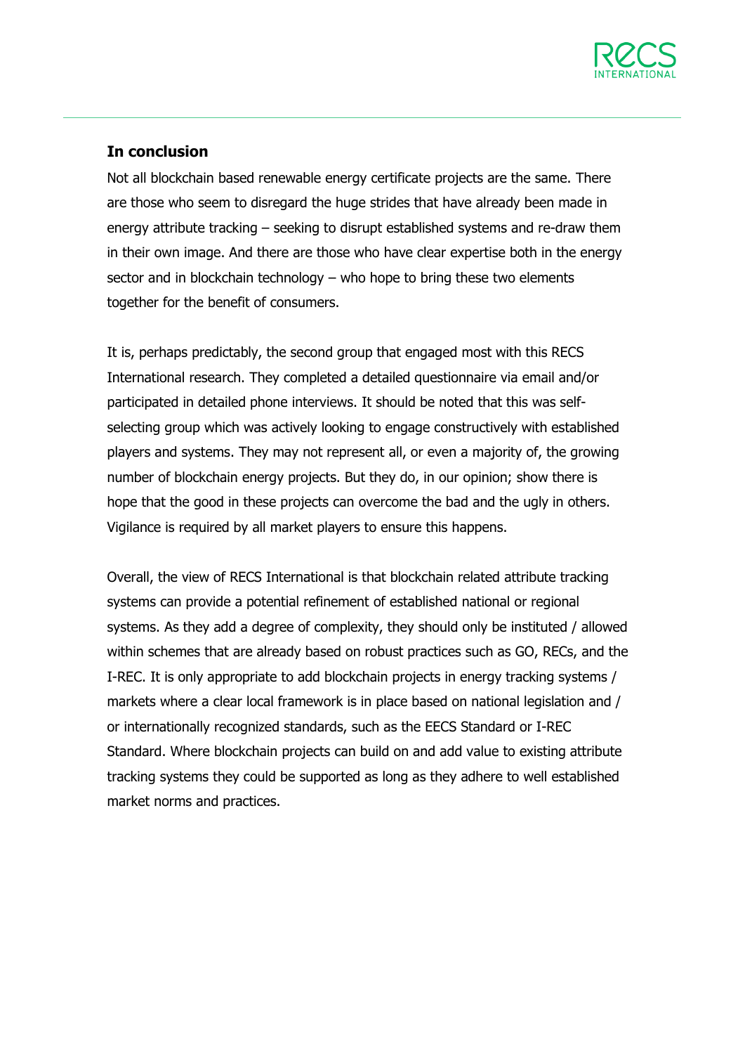## In conclusion

Not all blockchain based renewable energy certificate projects are the same. There are those who seem to disregard the huge strides that have already been made in energy attribute tracking – seeking to disrupt established systems and re-draw them in their own image. And there are those who have clear expertise both in the energy sector and in blockchain technology – who hope to bring these two elements together for the benefit of consumers.

It is, perhaps predictably, the second group that engaged most with this RECS International research. They completed a detailed questionnaire via email and/or participated in detailed phone interviews. It should be noted that this was self-selecting group which was actively looking to engage constructively with established players and systems. They may not represent all, or even a majority of, the growing number of blockchain energy projects. But they do, in our opinion; show there is hope that the good in these projects can overcome the bad and the ugly in others. Vigilance is required by all market players to ensure this happens.

Overall, the view of RECS International is that blockchain related attribute tracking systems can provide a potential refinement of established national or regional systems. As they add a degree of complexity, they should only be instituted / allowed within schemes that are already based on robust practices such as GO, RECs, and the I-REC. It is only appropriate to add blockchain projects in energy tracking systems / markets where a clear local framework is in place based on national legislation and / or internationally recognized standards, such as the EECS Standard or I-REC Standard. Where blockchain projects can build on and add value to existing attribute tracking systems they could be supported as long as they adhere to well established market norms and practices.